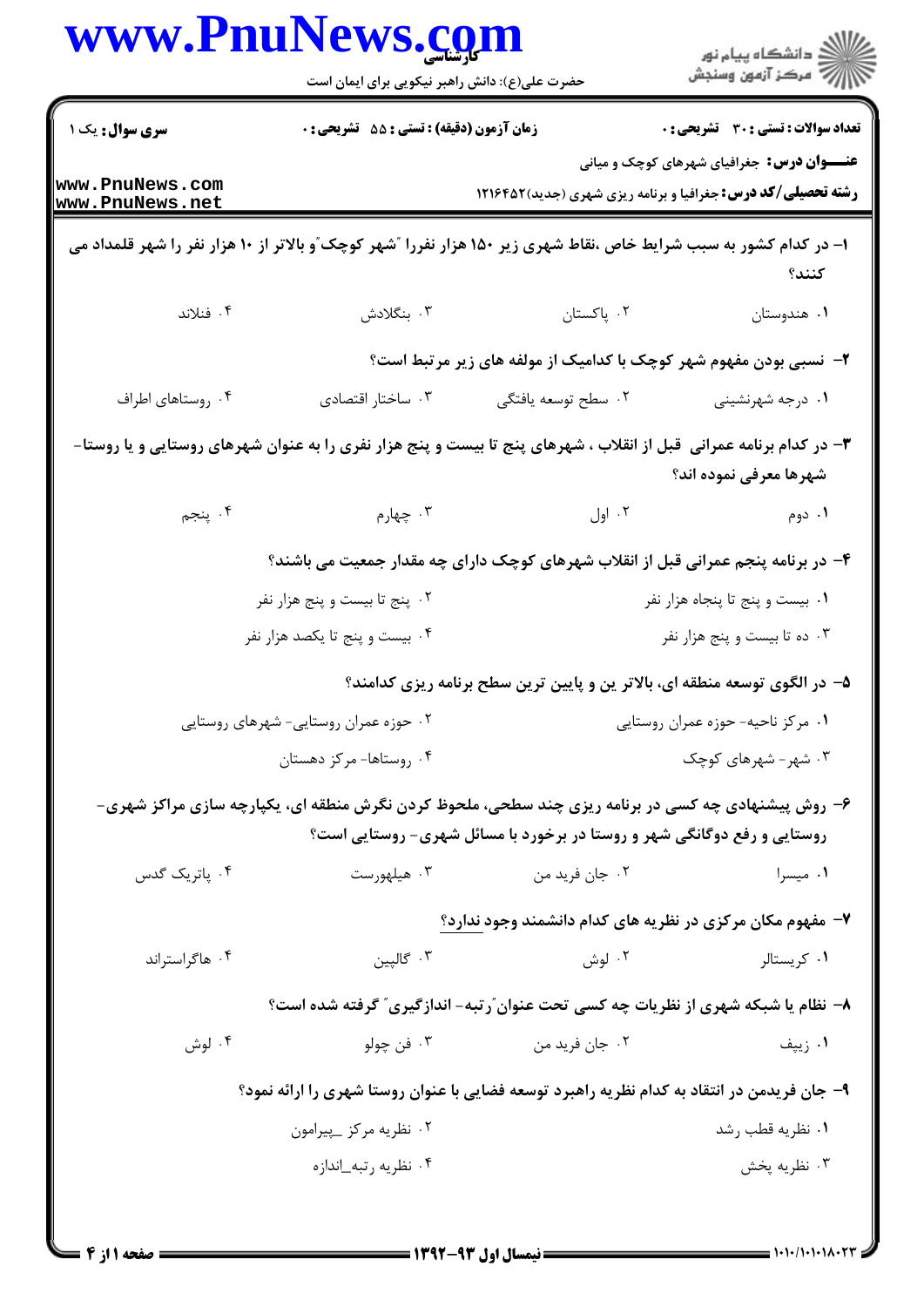**سری سوال:** یک ۱

**زمان آزمون (دقیقه) : تستی : ۵۵ تشریحی : ۰**

**تعداد سوالات : تستی : ۳۰ تشریحی : ۰**

**عنـــوان درس:** جغرافیای شهرهای کوچک و میانی

**رشته تحصیلی/کد درس:** جغرافیا و برنامه ریزی شهری (جدید)۱۲۱۶۴۵۲

۱- در کدام کشور به سبب شرایط خاص ،نقاط شهری زیر ۱۵۰ هزار نفررا "شهر کوچک"و بالاتر از ۱۰ هزار نفر را شهر قلمداد می کنند؟

۱. هندوستان ۲. پاکستان ۳. بنگلادش ۴. فنلاند

۲- نسبی بودن مفهوم شهر کوچک با کدامیک از مولفه های زیر مرتبط است؟

۱. درجه شهرنشینی ۲. سطح توسعه یافتگی ۳. ساختار اقتصادی ۴. روستاهای اطراف

۳- در کدام برنامه عمرانی قبل از انقلاب ، شهرهای پنج تا بیست و پنج هزار نفری را به عنوان شهرهای روستایی و یا روستا- شهرها معرفی نموده اند؟

۱. دوم ۲. اول ۳. چهارم ۴. پنجم

۴- در برنامه پنجم عمرانی قبل از انقلاب شهرهای کوچک دارای چه مقدار جمعیت می باشند؟

۱. بیست و پنج تا پنجاه هزار نفر

۲. پنج تا بیست و پنج هزار نفر

۳. ده تا بیست و پنج هزار نفر

۴. بیست و پنج تا یکصد هزار نفر

۵- در الگوی توسعه منطقه ای، بالاترین و پایین ترین سطح برنامه ریزی کدامند؟

۱. مرکز ناحیه- حوزه عمران روستایی

۲. حوزه عمران روستایی- شهرهای روستایی

۳. شهر- شهرهای کوچک

۴. روستاها- مرکز دهستان

۶- روش پیشنهادی چه کسی در برنامه ریزی چند سطحی، ملحوظ کردن نگرش منطقه ای، یکپارچه سازی مراکز شهری- روستایی و رفع دوگانگی شهر و روستا در برخورد با مسائل شهری- روستایی است؟

۱. میسرا ۲. جان فرید من ۳. هیلهورست ۴. پاتریک گدس

۷- مفهوم مکان مرکزی در نظریه های کدام دانشمند وجود ندارد؟

۱. کریستالر ۲. لوش ۳. گالپین ۴. هاگراستراند

۸- نظام یا شبکه شهری از نظریات چه کسی تحت عنوان"رتبه- اندازگیری" گرفته شده است؟

۱. زیپف ۲. جان فرید من ۳. فن چولو ۴. لوش

۹- جان فریدمن در انتقاد به کدام نظریه راهبرد توسعه فضایی با عنوان روستا شهری را ارائه نمود؟

۱. نظریه قطب رشد

۲. نظریه مرکز _پیرامون

۳. نظریه پخش

۴. نظریه رتبه_اندازه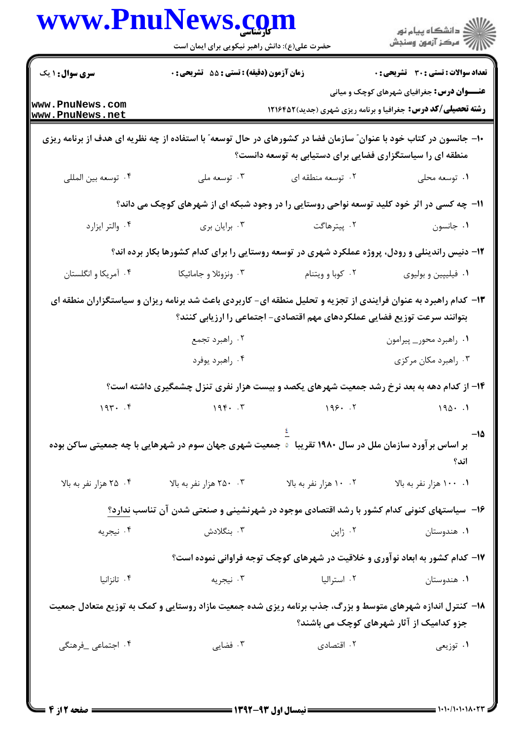**عنـــوان درس:** جغرافیای شهرهای کوچک و میانی

**رشته تحصیلی/کد درس:** جغرافیا و برنامه ریزی شهری (جدید)۱۲۱۶۴۵۲

**سری سوال:** ۱ یک | **زمان آزمون (دقیقه) : تستی :** ۵۵ **تشریحی :** ۰ | **تعداد سوالات : تستی :** ۳۰ **تشریحی :** ۰

۱۰- جانسون در کتاب خود با عنوان" سازمان فضا در کشورهای در حال توسعه" با استفاده از چه نظریه ای هدف از برنامه ریزی منطقه ای را سیاستگزاری فضایی برای دستیابی به توسعه دانست؟

۱. توسعه محلی
۲. توسعه منطقه ای
۳. توسعه ملی
۴. توسعه بین المللی

۱۱- چه کسی در اثر خود کلید توسعه نواحی روستایی را در وجود شبکه ای از شهرهای کوچک می داند؟

۱. جانسون
۲. پیترهاگت
۳. برایان بری
۴. والتر ایزارد

۱۲- دنیس راندینلی و رودل، پروژه عملکرد شهری در توسعه روستایی را برای کدام کشورها بکار برده اند؟

۱. فیلیپین و بولیوی
۲. کوبا و ویتنام
۳. ونزوئلا و جامائیکا
۴. آمریکا و انگلستان

۱۳- کدام راهبرد به عنوان فرایندی از تجزیه و تحلیل منطقه ای- کاربردی باعث شد برنامه ریزان و سیاستگزاران منطقه ای بتوانند سرعت توزیع فضایی عملکردهای مهم اقتصادی- اجتماعی را ارزیابی کنند؟

۱. راهبرد محورـ پیرامون
۲. راهبرد تجمع
۳. راهبرد مکان مرکزی
۴. راهبرد یوفرد

۱۴- از کدام دهه به بعد نرخ رشد جمعیت شهرهای یکصد و بیست هزار نفری تنزل چشمگیری داشته است؟

۱. ۱۹۵۰
۲. ۱۹۶۰
۳. ۱۹۴۰
۴. ۱۹۳۰

۱۵- بر اساس برآورد سازمان ملل در سال ۱۹۸۰ تقریبا $\frac{4}{5}$ جمعیت شهری جهان سوم در شهرهایی با چه جمعیتی ساکن بوده اند؟

۱. ۱۰۰ هزار نفر به بالا
۲. ۱۰ هزار نفر به بالا
۳. ۲۵۰ هزار نفر به بالا
۴. ۲۵ هزار نفر به بالا

۱۶- سیاستهای کنونی کدام کشور با رشد اقتصادی موجود در شهرنشینی و صنعتی شدن آن تناسب ندارد؟

۱. هندوستان
۲. ژاپن
۳. بنگلادش
۴. نیجریه

۱۷- کدام کشور به ابعاد نوآوری و خلاقیت در شهرهای کوچک توجه فراوانی نموده است؟

۱. هندوستان
۲. استرالیا
۳. نیجریه
۴. تانزانیا

۱۸- کنترل اندازه شهرهای متوسط و بزرگ، جذب برنامه ریزی شده جمعیت مازاد روستایی و کمک به توزیع متعادل جمعیت جزو کدامیک از آثار شهرهای کوچک می باشند؟

۱. توزیعی
۲. اقتصادی
۳. فضایی
۴. اجتماعی ـفرهنگی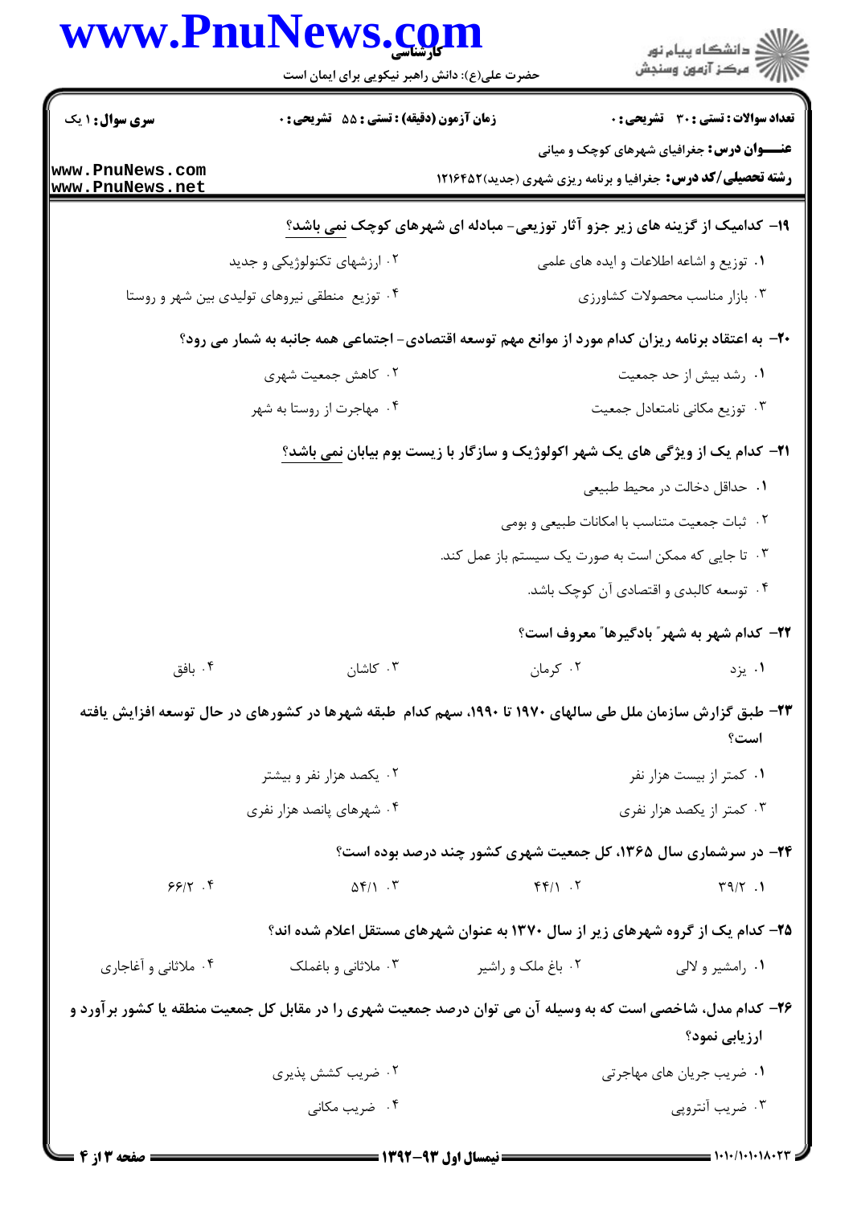۱۹- کدامیک از گزینه های زیر جزو آثار توزیعی- مبادله ای شهرهای کوچک نمی باشد؟

۱. توزیع و اشاعه اطلاعات و ایده های علمی

۲. ارزشهای تکنولوژیکی و جدید

۳. بازار مناسب محصولات کشاورزی

۴. توزیع منطقی نیروهای تولیدی بین شهر و روستا

۲۰- به اعتقاد برنامه ریزان کدام مورد از موانع مهم توسعه اقتصادی- اجتماعی همه جانبه به شمار می رود؟

۱. رشد بیش از حد جمعیت

۲. کاهش جمعیت شهری

۳. توزیع مکانی نامتعادل جمعیت

۴. مهاجرت از روستا به شهر

۲۱- کدام یک از ویژگی های یک شهر اکولوژیک و سازگار با زیست بوم بیابان نمی باشد؟

۱. حداقل دخالت در محیط طبیعی

۲. ثبات جمعیت متناسب با امکانات طبیعی و بومی

۳. تا جایی که ممکن است به صورت یک سیستم باز عمل کند.

۴. توسعه کالبدی و اقتصادی آن کوچک باشد.

۲۲- کدام شهر به شهر "بادگیرها" معروف است؟

۱. یزد

۲. کرمان

۳. کاشان

۴. بافق

۲۳- طبق گزارش سازمان ملل طی سالهای ۱۹۷۰ تا ۱۹۹۰، سهم کدام طبقه شهرها در کشورهای در حال توسعه افزایش یافته است؟

۱. کمتر از بیست هزار نفر

۲. یکصد هزار نفر و بیشتر

۳. کمتر از یکصد هزار نفری

۴. شهرهای پانصد هزار نفری

۲۴- در سرشماری سال ۱۳۶۵، کل جمعیت شهری کشور چند درصد بوده است؟

۱. ۳۹/۲

۲. ۴۴/۱

۳. ۵۴/۱

۴. ۶۶/۲

۲۵- کدام یک از گروه شهرهای زیر از سال ۱۳۷۰ به عنوان شهرهای مستقل اعلام شده اند؟

۱. رامشیر و لالی

۲. باغ ملک و راشیر

۳. ملاثانی و باغملک

۴. ملاثانی و آغاجاری

۲۶- کدام مدل، شاخصی است که به وسیله آن می توان درصد جمعیت شهری را در مقابل کل جمعیت منطقه یا کشور برآورد و ارزیابی نمود؟

۱. ضریب جریان های مهاجرتی

۲. ضریب کشش پذیری

۳. ضریب آنتروپی

۴. ضریب مکانی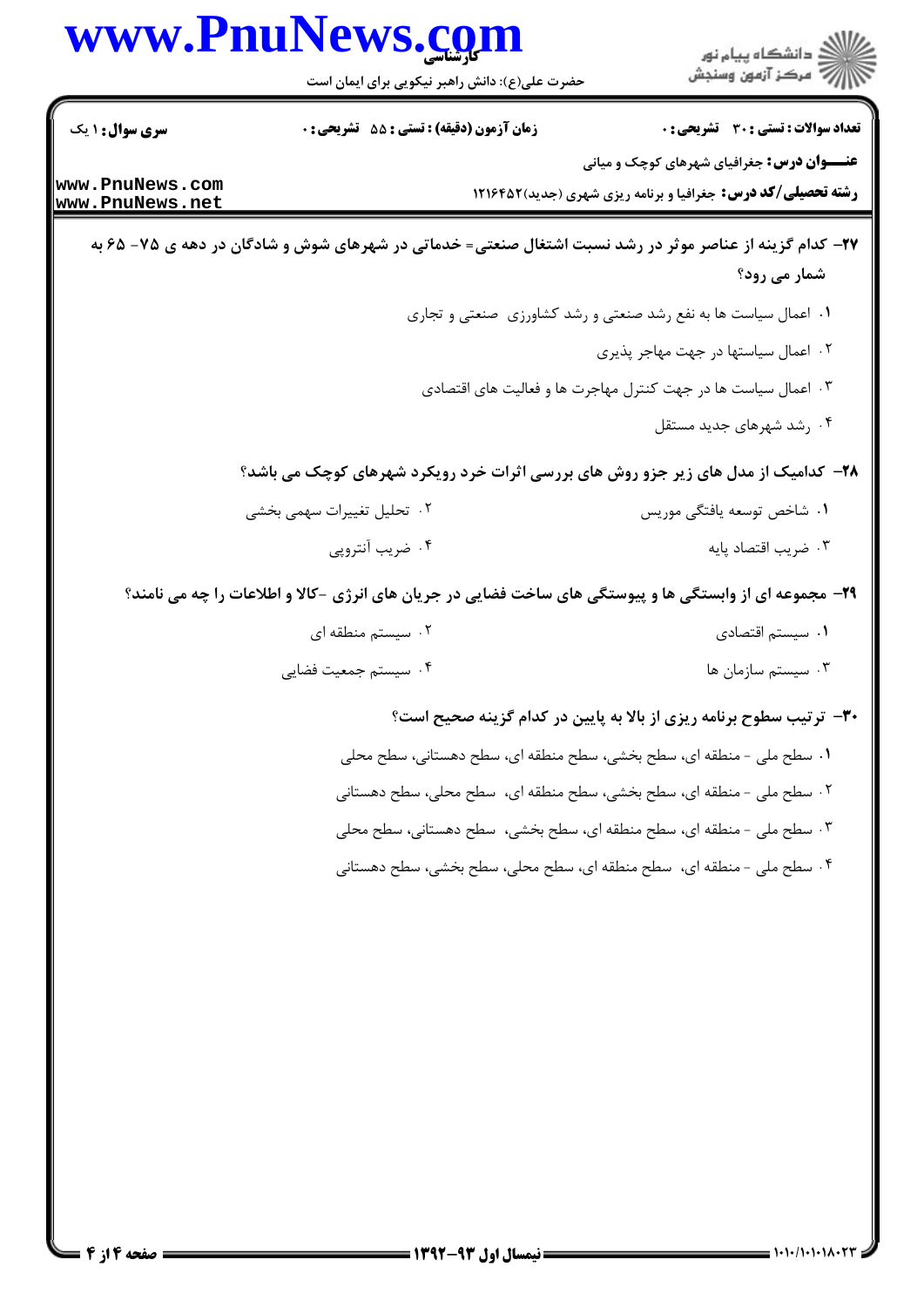۲۷- کدام گزینه از عناصر موثر در رشد نسبت اشتغال صنعتی= خدماتی در شهرهای شوش و شادگان در دهه ی ۷۵- ۶۵ به شمار می رود؟

۱. اعمال سیاست ها به نفع رشد صنعتی و رشد کشاورزی صنعتی و تجاری

۲. اعمال سیاستها در جهت مهاجر پذیری

۳. اعمال سیاست ها در جهت کنترل مهاجرت ها و فعالیت های اقتصادی

۴. رشد شهرهای جدید مستقل

۲۸- کدامیک از مدل های زیر جزو روش های بررسی اثرات خرد رویکرد شهرهای کوچک می باشد؟

۱. شاخص توسعه یافتگی موریس

۲. تحلیل تغییرات سهمی بخشی

۳. ضریب اقتصاد پایه

۴. ضریب آنتروپی

۲۹- مجموعه ای از وابستگی ها و پیوستگی های ساخت فضایی در جریان های انرژی -کالا و اطلاعات را چه می نامند؟

۱. سیستم اقتصادی

۲. سیستم منطقه ای

۳. سیستم سازمان ها

۴. سیستم جمعیت فضایی

۳۰- ترتیب سطوح برنامه ریزی از بالا به پایین در کدام گزینه صحیح است؟

۱. سطح ملی - منطقه ای، سطح بخشی، سطح منطقه ای، سطح دهستانی، سطح محلی

۲. سطح ملی - منطقه ای، سطح بخشی، سطح منطقه ای، سطح محلی، سطح دهستانی

۳. سطح ملی - منطقه ای، سطح منطقه ای، سطح بخشی، سطح دهستانی، سطح محلی

۴. سطح ملی - منطقه ای، سطح منطقه ای، سطح محلی، سطح بخشی، سطح دهستانی